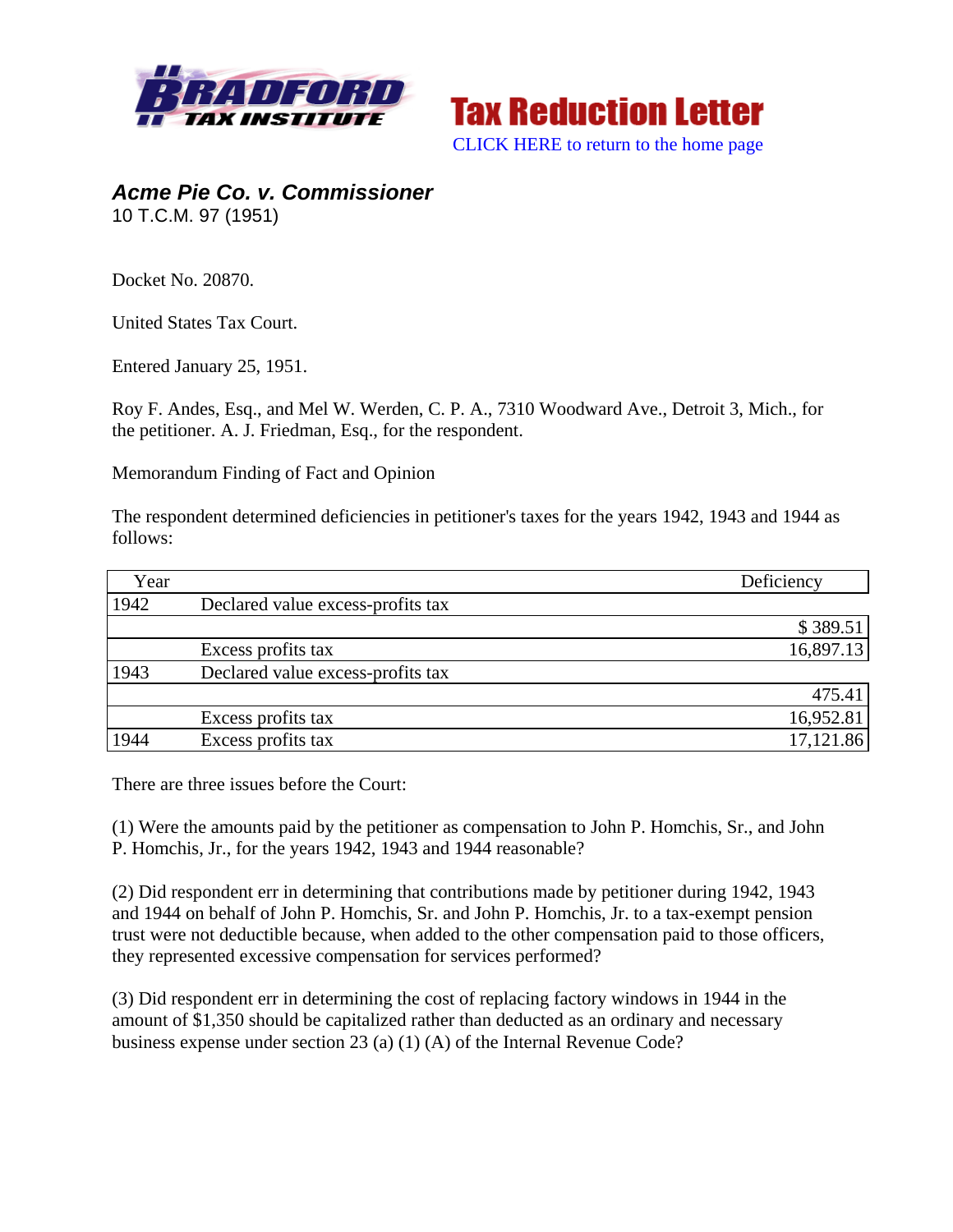Tax Reduction Letter

CLICK HERE to return to the home page

## *Acme Pie Co. v. Commissioner*

10 T.C.M. 97 (1951)

Docket No. 20870.

United States Tax Court.

Entered January 25, 1951.

Roy F. Andes, Esq., and Mel W. Werden, C. P. A., 7310 Woodward Ave., Detroit 3, Mich., for the petitioner. A. J. Friedman, Esq., for the respondent.

Memorandum Finding of Fact and Opinion

The respondent determined deficiencies in petitioner's taxes for the years 1942, 1943 and 1944 as follows:

| Year | | Deficiency |
|---|---|---|
| 1942 | Declared value excess-profits tax | |
| | | $ 389.51 |
| | Excess profits tax | 16,897.13 |
| 1943 | Declared value excess-profits tax | |
| | | 475.41 |
| | Excess profits tax | 16,952.81 |
| 1944 | Excess profits tax | 17,121.86 |

There are three issues before the Court:

(1) Were the amounts paid by the petitioner as compensation to John P. Homchis, Sr., and John P. Homchis, Jr., for the years 1942, 1943 and 1944 reasonable?

(2) Did respondent err in determining that contributions made by petitioner during 1942, 1943 and 1944 on behalf of John P. Homchis, Sr. and John P. Homchis, Jr. to a tax-exempt pension trust were not deductible because, when added to the other compensation paid to those officers, they represented excessive compensation for services performed?

(3) Did respondent err in determining the cost of replacing factory windows in 1944 in the amount of $1,350 should be capitalized rather than deducted as an ordinary and necessary business expense under section 23 (a) (1) (A) of the Internal Revenue Code?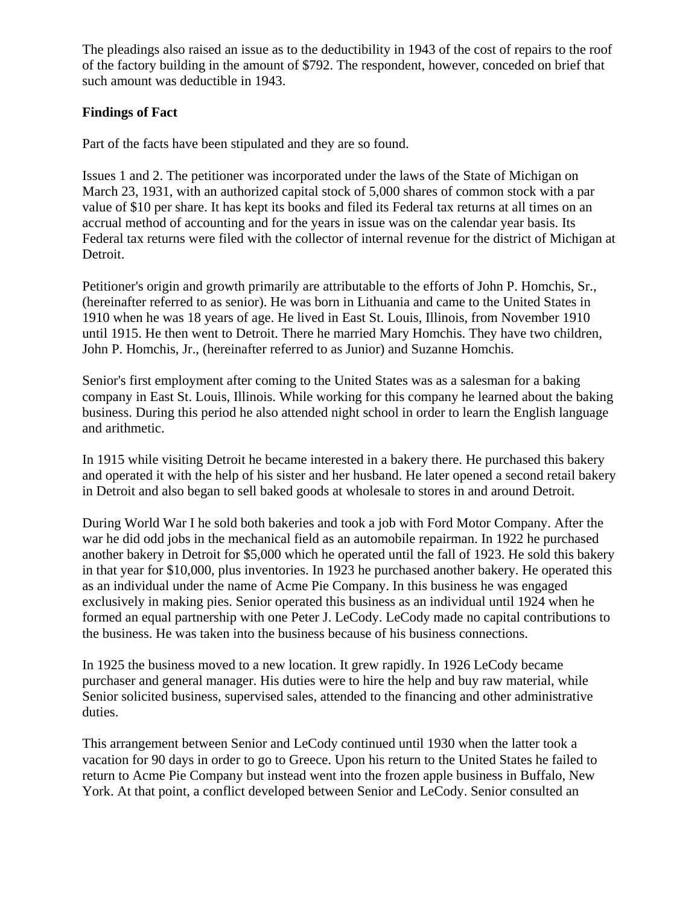The pleadings also raised an issue as to the deductibility in 1943 of the cost of repairs to the roof of the factory building in the amount of $792. The respondent, however, conceded on brief that such amount was deductible in 1943.

**Findings of Fact**

Part of the facts have been stipulated and they are so found.

Issues 1 and 2. The petitioner was incorporated under the laws of the State of Michigan on March 23, 1931, with an authorized capital stock of 5,000 shares of common stock with a par value of $10 per share. It has kept its books and filed its Federal tax returns at all times on an accrual method of accounting and for the years in issue was on the calendar year basis. Its Federal tax returns were filed with the collector of internal revenue for the district of Michigan at Detroit.

Petitioner's origin and growth primarily are attributable to the efforts of John P. Homchis, Sr., (hereinafter referred to as senior). He was born in Lithuania and came to the United States in 1910 when he was 18 years of age. He lived in East St. Louis, Illinois, from November 1910 until 1915. He then went to Detroit. There he married Mary Homchis. They have two children, John P. Homchis, Jr., (hereinafter referred to as Junior) and Suzanne Homchis.

Senior's first employment after coming to the United States was as a salesman for a baking company in East St. Louis, Illinois. While working for this company he learned about the baking business. During this period he also attended night school in order to learn the English language and arithmetic.

In 1915 while visiting Detroit he became interested in a bakery there. He purchased this bakery and operated it with the help of his sister and her husband. He later opened a second retail bakery in Detroit and also began to sell baked goods at wholesale to stores in and around Detroit.

During World War I he sold both bakeries and took a job with Ford Motor Company. After the war he did odd jobs in the mechanical field as an automobile repairman. In 1922 he purchased another bakery in Detroit for $5,000 which he operated until the fall of 1923. He sold this bakery in that year for $10,000, plus inventories. In 1923 he purchased another bakery. He operated this as an individual under the name of Acme Pie Company. In this business he was engaged exclusively in making pies. Senior operated this business as an individual until 1924 when he formed an equal partnership with one Peter J. LeCody. LeCody made no capital contributions to the business. He was taken into the business because of his business connections.

In 1925 the business moved to a new location. It grew rapidly. In 1926 LeCody became purchaser and general manager. His duties were to hire the help and buy raw material, while Senior solicited business, supervised sales, attended to the financing and other administrative duties.

This arrangement between Senior and LeCody continued until 1930 when the latter took a vacation for 90 days in order to go to Greece. Upon his return to the United States he failed to return to Acme Pie Company but instead went into the frozen apple business in Buffalo, New York. At that point, a conflict developed between Senior and LeCody. Senior consulted an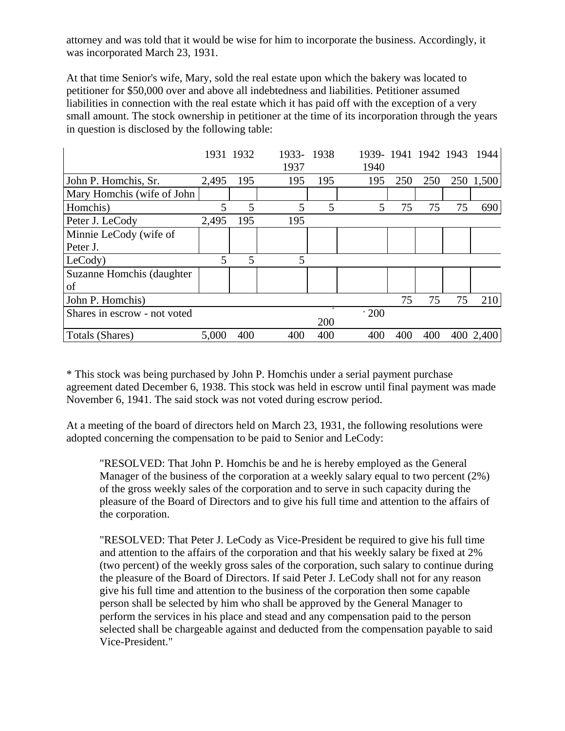attorney and was told that it would be wise for him to incorporate the business. Accordingly, it was incorporated March 23, 1931.

At that time Senior's wife, Mary, sold the real estate upon which the bakery was located to petitioner for $50,000 over and above all indebtedness and liabilities. Petitioner assumed liabilities in connection with the real estate which it has paid off with the exception of a very small amount. The stock ownership in petitioner at the time of its incorporation through the years in question is disclosed by the following table:

| | 1931 | 1932 | 1933-1937 | 1938 | 1939-1940 | 1941 | 1942 | 1943 | 1944 |
|---|---|---|---|---|---|---|---|---|---|
| John P. Homchis, Sr. | 2,495 | 195 | 195 | 195 | 195 | 250 | 250 | 250 | 1,500 |
| Mary Homchis (wife of John Homchis) | 5 | 5 | 5 | 5 | 5 | 75 | 75 | 75 | 690 |
| Peter J. LeCody | 2,495 | 195 | 195 | | | | | | |
| Minnie LeCody (wife of Peter J. LeCody) | 5 | 5 | 5 | | | | | | |
| Suzanne Homchis (daughter of John P. Homchis) | | | | | | 75 | 75 | 75 | 210 |
| Shares in escrow - not voted | | | | * 200 | * 200 | | | | |
| Totals (Shares) | 5,000 | 400 | 400 | 400 | 400 | 400 | 400 | 400 | 2,400 |

* This stock was being purchased by John P. Homchis under a serial payment purchase agreement dated December 6, 1938. This stock was held in escrow until final payment was made November 6, 1941. The said stock was not voted during escrow period.

At a meeting of the board of directors held on March 23, 1931, the following resolutions were adopted concerning the compensation to be paid to Senior and LeCody:

> "RESOLVED: That John P. Homchis be and he is hereby employed as the General Manager of the business of the corporation at a weekly salary equal to two percent (2%) of the gross weekly sales of the corporation and to serve in such capacity during the pleasure of the Board of Directors and to give his full time and attention to the affairs of the corporation.
>
> "RESOLVED: That Peter J. LeCody as Vice-President be required to give his full time and attention to the affairs of the corporation and that his weekly salary be fixed at 2% (two percent) of the weekly gross sales of the corporation, such salary to continue during the pleasure of the Board of Directors. If said Peter J. LeCody shall not for any reason give his full time and attention to the business of the corporation then some capable person shall be selected by him who shall be approved by the General Manager to perform the services in his place and stead and any compensation paid to the person selected shall be chargeable against and deducted from the compensation payable to said Vice-President."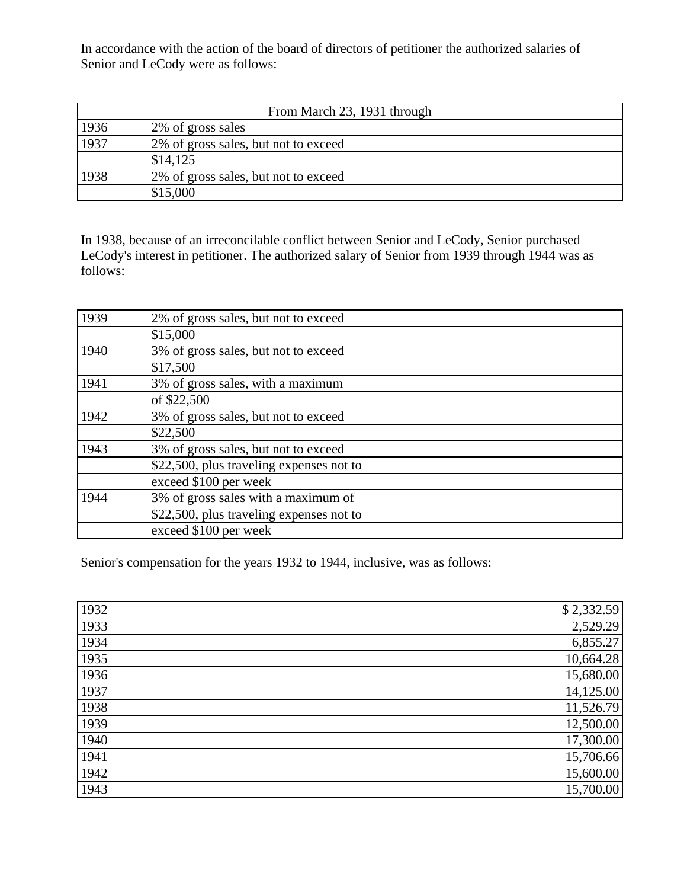In accordance with the action of the board of directors of petitioner the authorized salaries of Senior and LeCody were as follows:

| From March 23, 1931 through | |
|---|---|
| 1936 | 2% of gross sales |
| 1937 | 2% of gross sales, but not to exceed |
| | $14,125 |
| 1938 | 2% of gross sales, but not to exceed |
| | $15,000 |

In 1938, because of an irreconcilable conflict between Senior and LeCody, Senior purchased LeCody's interest in petitioner. The authorized salary of Senior from 1939 through 1944 was as follows:

| | |
|---|---|
| 1939 | 2% of gross sales, but not to exceed |
| | $15,000 |
| 1940 | 3% of gross sales, but not to exceed |
| | $17,500 |
| 1941 | 3% of gross sales, with a maximum |
| | of $22,500 |
| 1942 | 3% of gross sales, but not to exceed |
| | $22,500 |
| 1943 | 3% of gross sales, but not to exceed |
| | $22,500, plus traveling expenses not to |
| | exceed $100 per week |
| 1944 | 3% of gross sales with a maximum of |
| | $22,500, plus traveling expenses not to |
| | exceed $100 per week |

Senior's compensation for the years 1932 to 1944, inclusive, was as follows:

| | |
|---|---:|
| 1932 | $ 2,332.59 |
| 1933 | 2,529.29 |
| 1934 | 6,855.27 |
| 1935 | 10,664.28 |
| 1936 | 15,680.00 |
| 1937 | 14,125.00 |
| 1938 | 11,526.79 |
| 1939 | 12,500.00 |
| 1940 | 17,300.00 |
| 1941 | 15,706.66 |
| 1942 | 15,600.00 |
| 1943 | 15,700.00 |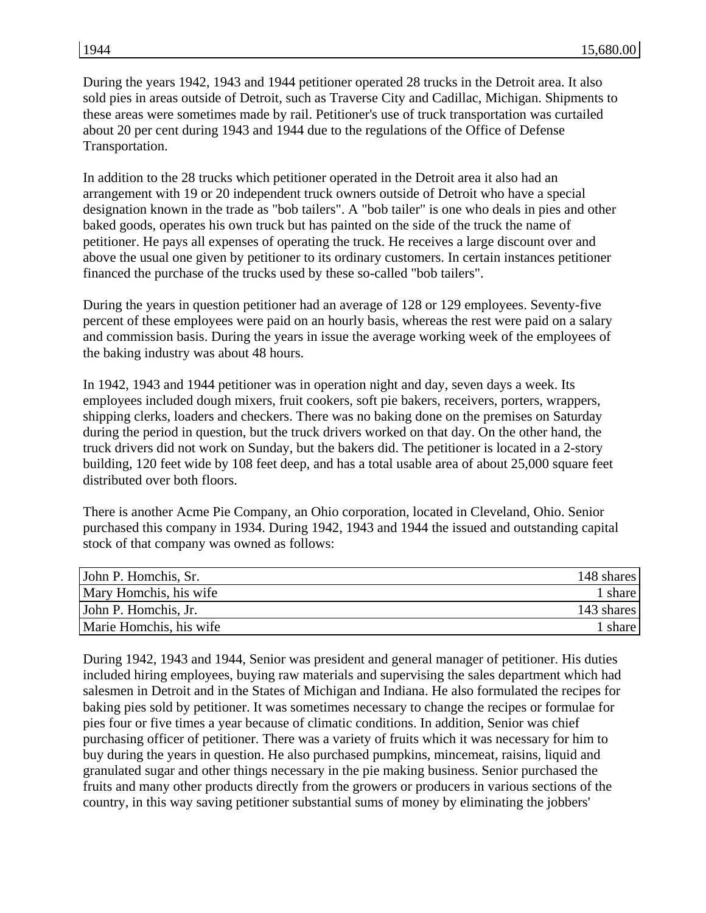| | |
|---|---|
| 1944 | 15,680.00 |

During the years 1942, 1943 and 1944 petitioner operated 28 trucks in the Detroit area. It also sold pies in areas outside of Detroit, such as Traverse City and Cadillac, Michigan. Shipments to these areas were sometimes made by rail. Petitioner's use of truck transportation was curtailed about 20 per cent during 1943 and 1944 due to the regulations of the Office of Defense Transportation.

In addition to the 28 trucks which petitioner operated in the Detroit area it also had an arrangement with 19 or 20 independent truck owners outside of Detroit who have a special designation known in the trade as "bob tailers". A "bob tailer" is one who deals in pies and other baked goods, operates his own truck but has painted on the side of the truck the name of petitioner. He pays all expenses of operating the truck. He receives a large discount over and above the usual one given by petitioner to its ordinary customers. In certain instances petitioner financed the purchase of the trucks used by these so-called "bob tailers".

During the years in question petitioner had an average of 128 or 129 employees. Seventy-five percent of these employees were paid on an hourly basis, whereas the rest were paid on a salary and commission basis. During the years in issue the average working week of the employees of the baking industry was about 48 hours.

In 1942, 1943 and 1944 petitioner was in operation night and day, seven days a week. Its employees included dough mixers, fruit cookers, soft pie bakers, receivers, porters, wrappers, shipping clerks, loaders and checkers. There was no baking done on the premises on Saturday during the period in question, but the truck drivers worked on that day. On the other hand, the truck drivers did not work on Sunday, but the bakers did. The petitioner is located in a 2-story building, 120 feet wide by 108 feet deep, and has a total usable area of about 25,000 square feet distributed over both floors.

There is another Acme Pie Company, an Ohio corporation, located in Cleveland, Ohio. Senior purchased this company in 1934. During 1942, 1943 and 1944 the issued and outstanding capital stock of that company was owned as follows:

| | |
|---|---|
| John P. Homchis, Sr. | 148 shares |
| Mary Homchis, his wife | 1 share |
| John P. Homchis, Jr. | 143 shares |
| Marie Homchis, his wife | 1 share |

During 1942, 1943 and 1944, Senior was president and general manager of petitioner. His duties included hiring employees, buying raw materials and supervising the sales department which had salesmen in Detroit and in the States of Michigan and Indiana. He also formulated the recipes for baking pies sold by petitioner. It was sometimes necessary to change the recipes or formulae for pies four or five times a year because of climatic conditions. In addition, Senior was chief purchasing officer of petitioner. There was a variety of fruits which it was necessary for him to buy during the years in question. He also purchased pumpkins, mincemeat, raisins, liquid and granulated sugar and other things necessary in the pie making business. Senior purchased the fruits and many other products directly from the growers or producers in various sections of the country, in this way saving petitioner substantial sums of money by eliminating the jobbers'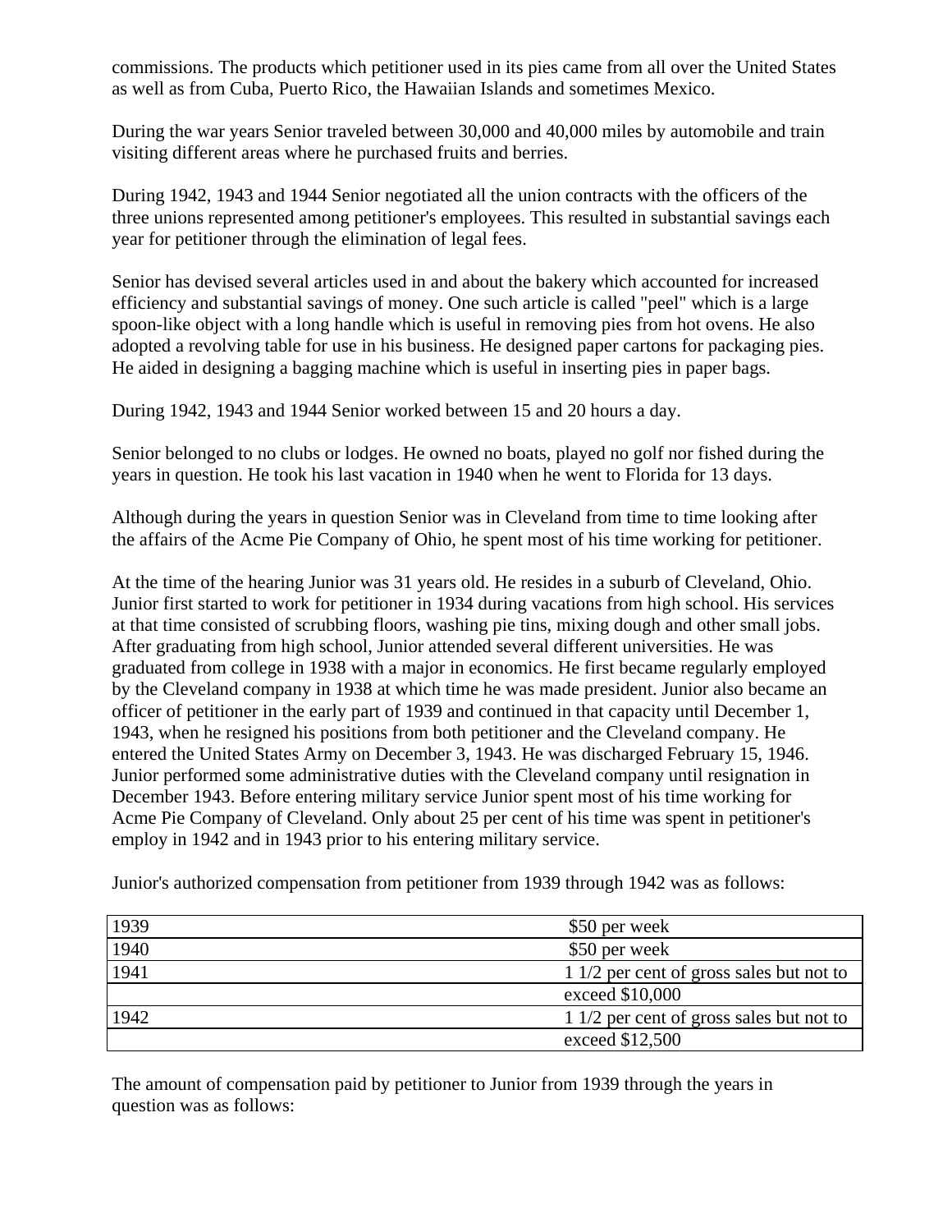commissions. The products which petitioner used in its pies came from all over the United States as well as from Cuba, Puerto Rico, the Hawaiian Islands and sometimes Mexico.

During the war years Senior traveled between 30,000 and 40,000 miles by automobile and train visiting different areas where he purchased fruits and berries.

During 1942, 1943 and 1944 Senior negotiated all the union contracts with the officers of the three unions represented among petitioner's employees. This resulted in substantial savings each year for petitioner through the elimination of legal fees.

Senior has devised several articles used in and about the bakery which accounted for increased efficiency and substantial savings of money. One such article is called "peel" which is a large spoon-like object with a long handle which is useful in removing pies from hot ovens. He also adopted a revolving table for use in his business. He designed paper cartons for packaging pies. He aided in designing a bagging machine which is useful in inserting pies in paper bags.

During 1942, 1943 and 1944 Senior worked between 15 and 20 hours a day.

Senior belonged to no clubs or lodges. He owned no boats, played no golf nor fished during the years in question. He took his last vacation in 1940 when he went to Florida for 13 days.

Although during the years in question Senior was in Cleveland from time to time looking after the affairs of the Acme Pie Company of Ohio, he spent most of his time working for petitioner.

At the time of the hearing Junior was 31 years old. He resides in a suburb of Cleveland, Ohio. Junior first started to work for petitioner in 1934 during vacations from high school. His services at that time consisted of scrubbing floors, washing pie tins, mixing dough and other small jobs. After graduating from high school, Junior attended several different universities. He was graduated from college in 1938 with a major in economics. He first became regularly employed by the Cleveland company in 1938 at which time he was made president. Junior also became an officer of petitioner in the early part of 1939 and continued in that capacity until December 1, 1943, when he resigned his positions from both petitioner and the Cleveland company. He entered the United States Army on December 3, 1943. He was discharged February 15, 1946. Junior performed some administrative duties with the Cleveland company until resignation in December 1943. Before entering military service Junior spent most of his time working for Acme Pie Company of Cleveland. Only about 25 per cent of his time was spent in petitioner's employ in 1942 and in 1943 prior to his entering military service.

Junior's authorized compensation from petitioner from 1939 through 1942 was as follows:

| | |
|---|---|
| 1939 | $50 per week |
| 1940 | $50 per week |
| 1941 | 1 1/2 per cent of gross sales but not to exceed $10,000 |
| 1942 | 1 1/2 per cent of gross sales but not to exceed $12,500 |

The amount of compensation paid by petitioner to Junior from 1939 through the years in question was as follows: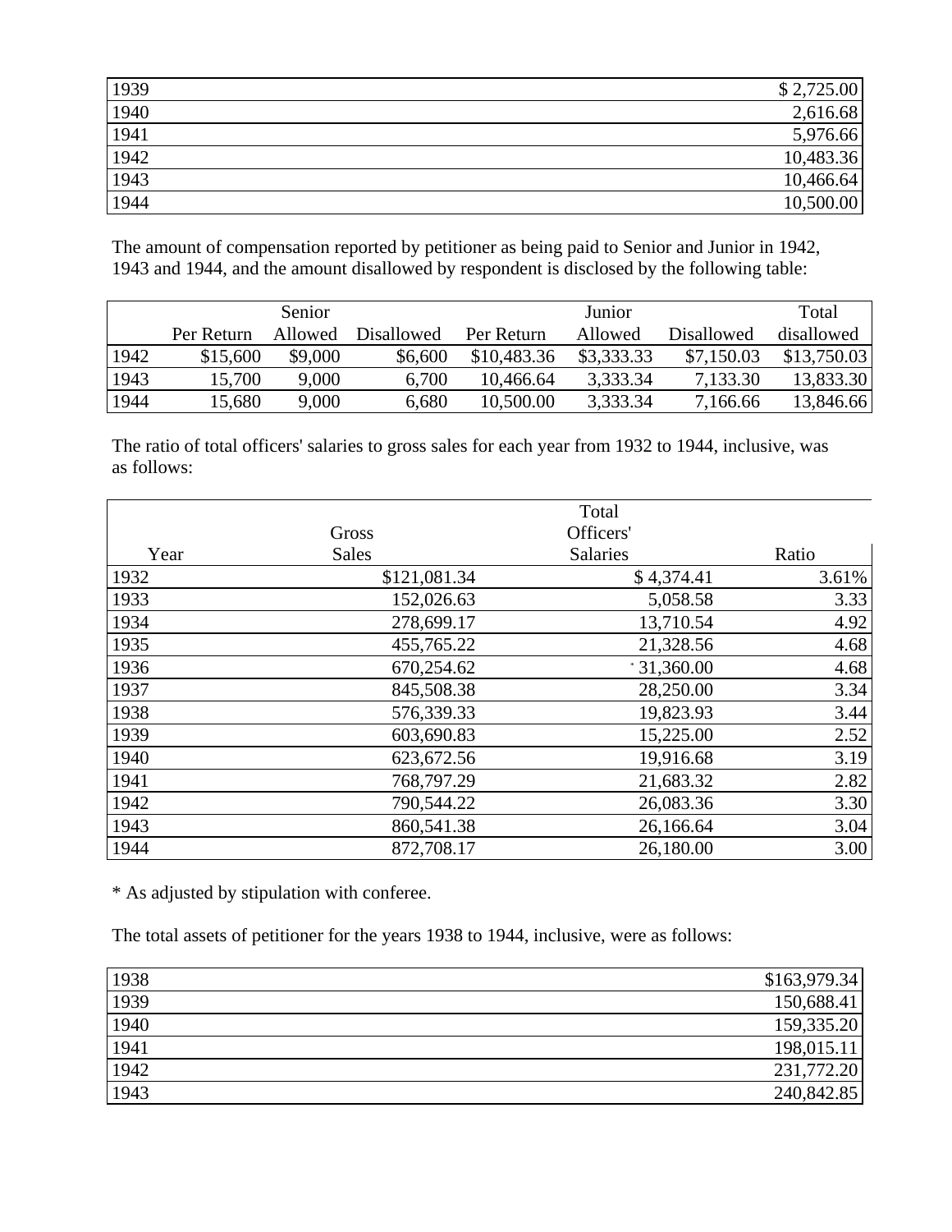| | |
|---|---:|
| 1939 | $ 2,725.00 |
| 1940 | 2,616.68 |
| 1941 | 5,976.66 |
| 1942 | 10,483.36 |
| 1943 | 10,466.64 |
| 1944 | 10,500.00 |

The amount of compensation reported by petitioner as being paid to Senior and Junior in 1942, 1943 and 1944, and the amount disallowed by respondent is disclosed by the following table:

| | | Senior | | | Junior | | Total |
|---|---:|---:|---:|---:|---:|---:|---:|
| | Per Return | Allowed | Disallowed | Per Return | Allowed | Disallowed | disallowed |
| 1942 | $15,600 | $9,000 | $6,600 | $10,483.36 | $3,333.33 | $7,150.03 | $13,750.03 |
| 1943 | 15,700 | 9,000 | 6,700 | 10,466.64 | 3,333.34 | 7,133.30 | 13,833.30 |
| 1944 | 15,680 | 9,000 | 6,680 | 10,500.00 | 3,333.34 | 7,166.66 | 13,846.66 |

The ratio of total officers' salaries to gross sales for each year from 1932 to 1944, inclusive, was as follows:

| Year | Gross Sales | Total Officers' Salaries | Ratio |
|---|---:|---:|---:|
| 1932 | $121,081.34 | $ 4,374.41 | 3.61% |
| 1933 | 152,026.63 | 5,058.58 | 3.33 |
| 1934 | 278,699.17 | 13,710.54 | 4.92 |
| 1935 | 455,765.22 | 21,328.56 | 4.68 |
| 1936 | 670,254.62 | * 31,360.00 | 4.68 |
| 1937 | 845,508.38 | 28,250.00 | 3.34 |
| 1938 | 576,339.33 | 19,823.93 | 3.44 |
| 1939 | 603,690.83 | 15,225.00 | 2.52 |
| 1940 | 623,672.56 | 19,916.68 | 3.19 |
| 1941 | 768,797.29 | 21,683.32 | 2.82 |
| 1942 | 790,544.22 | 26,083.36 | 3.30 |
| 1943 | 860,541.38 | 26,166.64 | 3.04 |
| 1944 | 872,708.17 | 26,180.00 | 3.00 |

* As adjusted by stipulation with conferee.

The total assets of petitioner for the years 1938 to 1944, inclusive, were as follows:

| | |
|---|---:|
| 1938 | $163,979.34 |
| 1939 | 150,688.41 |
| 1940 | 159,335.20 |
| 1941 | 198,015.11 |
| 1942 | 231,772.20 |
| 1943 | 240,842.85 |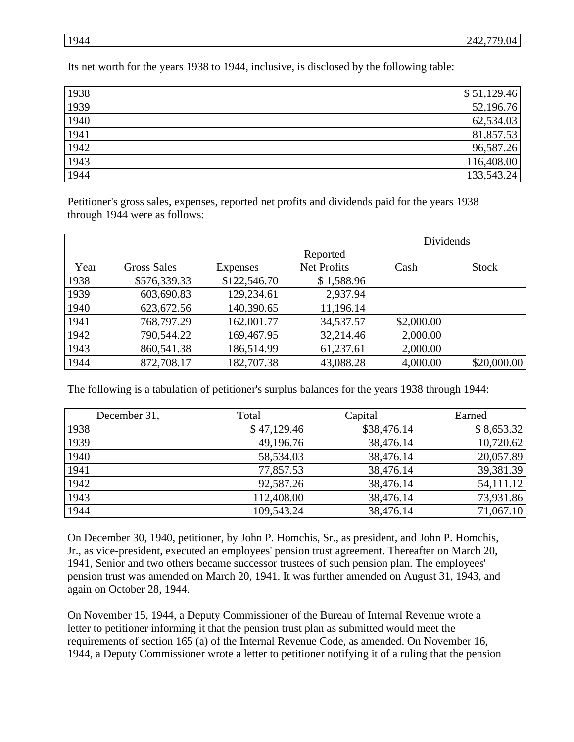| 1944 | 242,779.04 |
|---|---|

Its net worth for the years 1938 to 1944, inclusive, is disclosed by the following table:

| | |
|---|---|
| 1938 | $ 51,129.46 |
| 1939 | 52,196.76 |
| 1940 | 62,534.03 |
| 1941 | 81,857.53 |
| 1942 | 96,587.26 |
| 1943 | 116,408.00 |
| 1944 | 133,543.24 |

Petitioner's gross sales, expenses, reported net profits and dividends paid for the years 1938 through 1944 were as follows:

| Year | Gross Sales | Expenses | Reported Net Profits | Dividends Cash | Dividends Stock |
|---|---|---|---|---|---|
| 1938 | $576,339.33 | $122,546.70 | $ 1,588.96 | | |
| 1939 | 603,690.83 | 129,234.61 | 2,937.94 | | |
| 1940 | 623,672.56 | 140,390.65 | 11,196.14 | | |
| 1941 | 768,797.29 | 162,001.77 | 34,537.57 | $2,000.00 | |
| 1942 | 790,544.22 | 169,467.95 | 32,214.46 | 2,000.00 | |
| 1943 | 860,541.38 | 186,514.99 | 61,237.61 | 2,000.00 | |
| 1944 | 872,708.17 | 182,707.38 | 43,088.28 | 4,000.00 | $20,000.00 |

The following is a tabulation of petitioner's surplus balances for the years 1938 through 1944:

| December 31, | Total | Capital | Earned |
|---|---|---|---|
| 1938 | $ 47,129.46 | $38,476.14 | $ 8,653.32 |
| 1939 | 49,196.76 | 38,476.14 | 10,720.62 |
| 1940 | 58,534.03 | 38,476.14 | 20,057.89 |
| 1941 | 77,857.53 | 38,476.14 | 39,381.39 |
| 1942 | 92,587.26 | 38,476.14 | 54,111.12 |
| 1943 | 112,408.00 | 38,476.14 | 73,931.86 |
| 1944 | 109,543.24 | 38,476.14 | 71,067.10 |

On December 30, 1940, petitioner, by John P. Homchis, Sr., as president, and John P. Homchis, Jr., as vice-president, executed an employees' pension trust agreement. Thereafter on March 20, 1941, Senior and two others became successor trustees of such pension plan. The employees' pension trust was amended on March 20, 1941. It was further amended on August 31, 1943, and again on October 28, 1944.

On November 15, 1944, a Deputy Commissioner of the Bureau of Internal Revenue wrote a letter to petitioner informing it that the pension trust plan as submitted would meet the requirements of section 165 (a) of the Internal Revenue Code, as amended. On November 16, 1944, a Deputy Commissioner wrote a letter to petitioner notifying it of a ruling that the pension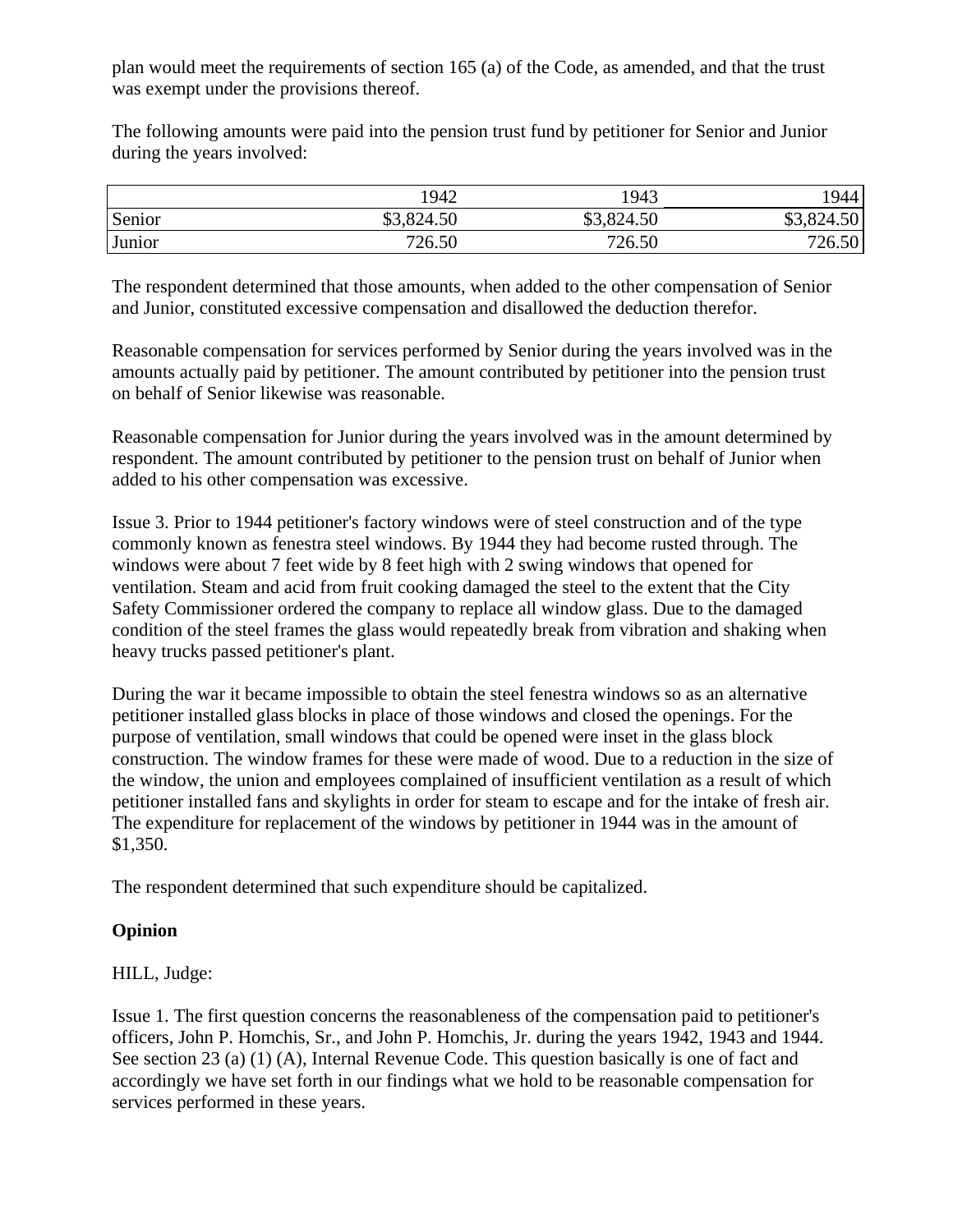plan would meet the requirements of section 165 (a) of the Code, as amended, and that the trust was exempt under the provisions thereof.

The following amounts were paid into the pension trust fund by petitioner for Senior and Junior during the years involved:

| | 1942 | 1943 | 1944 |
|---|---|---|---|
| Senior | $3,824.50 | $3,824.50 | $3,824.50 |
| Junior | 726.50 | 726.50 | 726.50 |

The respondent determined that those amounts, when added to the other compensation of Senior and Junior, constituted excessive compensation and disallowed the deduction therefor.

Reasonable compensation for services performed by Senior during the years involved was in the amounts actually paid by petitioner. The amount contributed by petitioner into the pension trust on behalf of Senior likewise was reasonable.

Reasonable compensation for Junior during the years involved was in the amount determined by respondent. The amount contributed by petitioner to the pension trust on behalf of Junior when added to his other compensation was excessive.

Issue 3. Prior to 1944 petitioner's factory windows were of steel construction and of the type commonly known as fenestra steel windows. By 1944 they had become rusted through. The windows were about 7 feet wide by 8 feet high with 2 swing windows that opened for ventilation. Steam and acid from fruit cooking damaged the steel to the extent that the City Safety Commissioner ordered the company to replace all window glass. Due to the damaged condition of the steel frames the glass would repeatedly break from vibration and shaking when heavy trucks passed petitioner's plant.

During the war it became impossible to obtain the steel fenestra windows so as an alternative petitioner installed glass blocks in place of those windows and closed the openings. For the purpose of ventilation, small windows that could be opened were inset in the glass block construction. The window frames for these were made of wood. Due to a reduction in the size of the window, the union and employees complained of insufficient ventilation as a result of which petitioner installed fans and skylights in order for steam to escape and for the intake of fresh air. The expenditure for replacement of the windows by petitioner in 1944 was in the amount of $1,350.

The respondent determined that such expenditure should be capitalized.

## Opinion

HILL, Judge:

Issue 1. The first question concerns the reasonableness of the compensation paid to petitioner's officers, John P. Homchis, Sr., and John P. Homchis, Jr. during the years 1942, 1943 and 1944. See section 23 (a) (1) (A), Internal Revenue Code. This question basically is one of fact and accordingly we have set forth in our findings what we hold to be reasonable compensation for services performed in these years.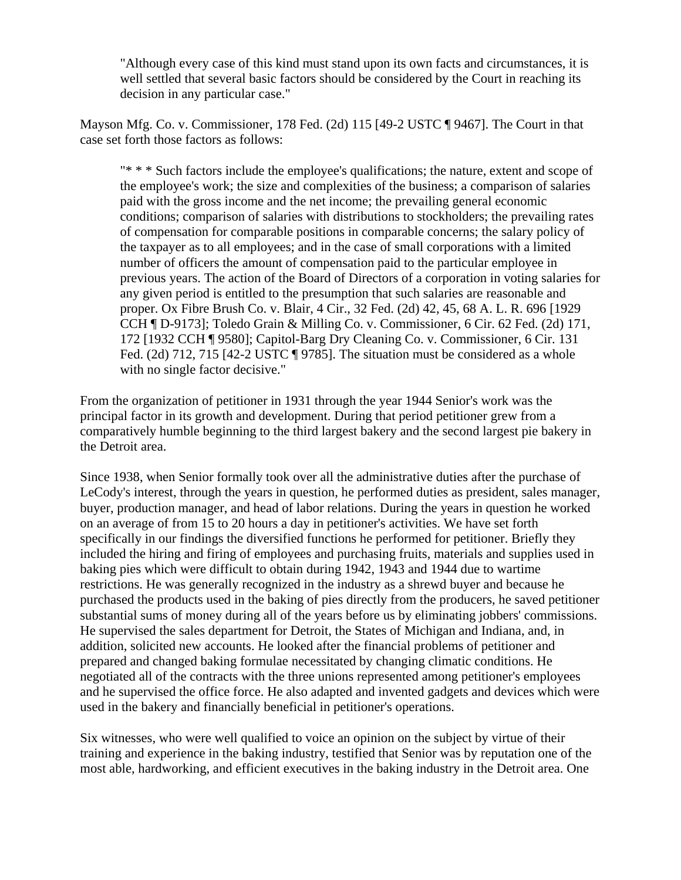> "Although every case of this kind must stand upon its own facts and circumstances, it is well settled that several basic factors should be considered by the Court in reaching its decision in any particular case."

Mayson Mfg. Co. v. Commissioner, 178 Fed. (2d) 115 [49-2 USTC ¶ 9467]. The Court in that case set forth those factors as follows:

> "* * * Such factors include the employee's qualifications; the nature, extent and scope of the employee's work; the size and complexities of the business; a comparison of salaries paid with the gross income and the net income; the prevailing general economic conditions; comparison of salaries with distributions to stockholders; the prevailing rates of compensation for comparable positions in comparable concerns; the salary policy of the taxpayer as to all employees; and in the case of small corporations with a limited number of officers the amount of compensation paid to the particular employee in previous years. The action of the Board of Directors of a corporation in voting salaries for any given period is entitled to the presumption that such salaries are reasonable and proper. Ox Fibre Brush Co. v. Blair, 4 Cir., 32 Fed. (2d) 42, 45, 68 A. L. R. 696 [1929 CCH ¶ D-9173]; Toledo Grain & Milling Co. v. Commissioner, 6 Cir. 62 Fed. (2d) 171, 172 [1932 CCH ¶ 9580]; Capitol-Barg Dry Cleaning Co. v. Commissioner, 6 Cir. 131 Fed. (2d) 712, 715 [42-2 USTC ¶ 9785]. The situation must be considered as a whole with no single factor decisive."

From the organization of petitioner in 1931 through the year 1944 Senior's work was the principal factor in its growth and development. During that period petitioner grew from a comparatively humble beginning to the third largest bakery and the second largest pie bakery in the Detroit area.

Since 1938, when Senior formally took over all the administrative duties after the purchase of LeCody's interest, through the years in question, he performed duties as president, sales manager, buyer, production manager, and head of labor relations. During the years in question he worked on an average of from 15 to 20 hours a day in petitioner's activities. We have set forth specifically in our findings the diversified functions he performed for petitioner. Briefly they included the hiring and firing of employees and purchasing fruits, materials and supplies used in baking pies which were difficult to obtain during 1942, 1943 and 1944 due to wartime restrictions. He was generally recognized in the industry as a shrewd buyer and because he purchased the products used in the baking of pies directly from the producers, he saved petitioner substantial sums of money during all of the years before us by eliminating jobbers' commissions. He supervised the sales department for Detroit, the States of Michigan and Indiana, and, in addition, solicited new accounts. He looked after the financial problems of petitioner and prepared and changed baking formulae necessitated by changing climatic conditions. He negotiated all of the contracts with the three unions represented among petitioner's employees and he supervised the office force. He also adapted and invented gadgets and devices which were used in the bakery and financially beneficial in petitioner's operations.

Six witnesses, who were well qualified to voice an opinion on the subject by virtue of their training and experience in the baking industry, testified that Senior was by reputation one of the most able, hardworking, and efficient executives in the baking industry in the Detroit area. One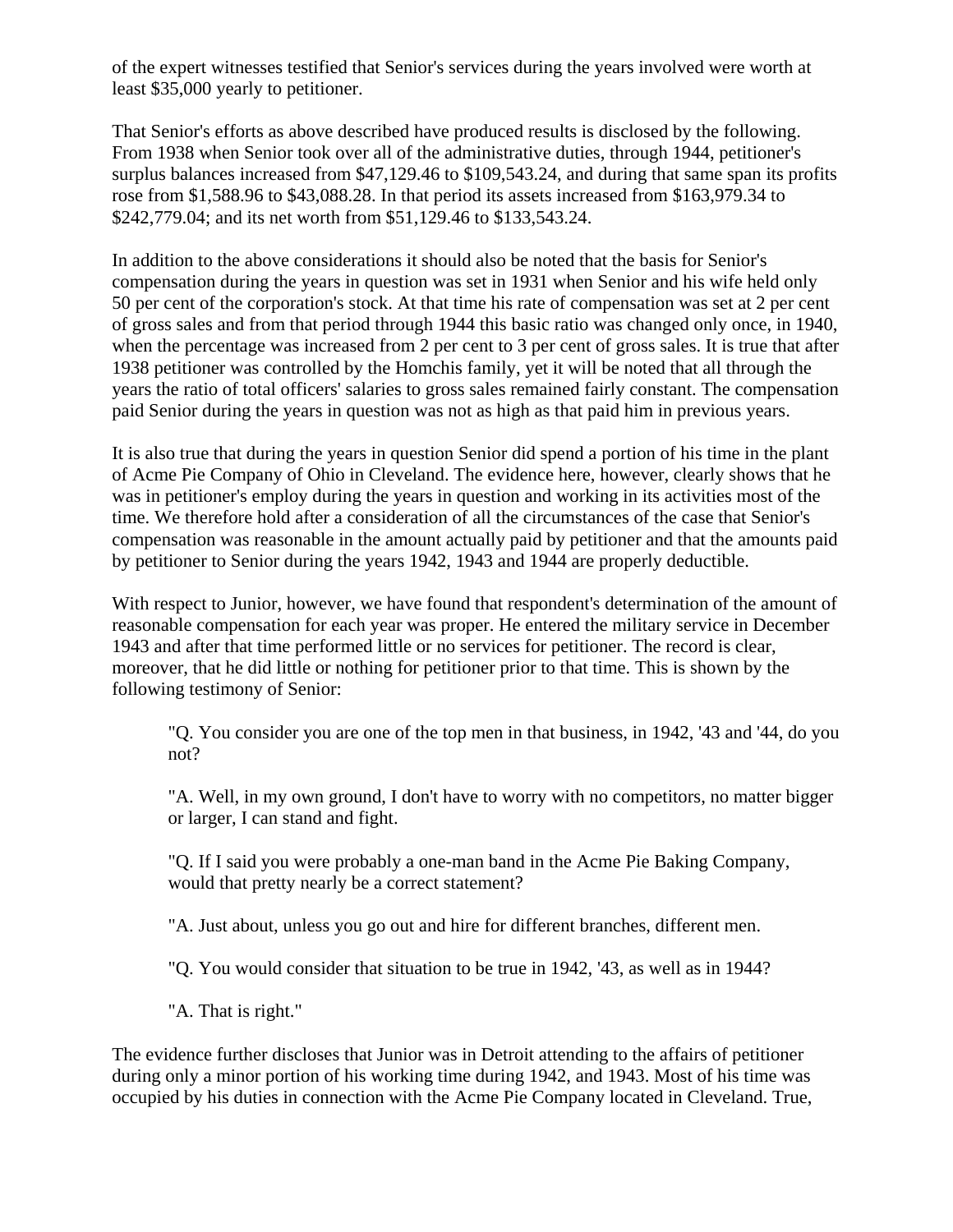of the expert witnesses testified that Senior's services during the years involved were worth at least $35,000 yearly to petitioner.

That Senior's efforts as above described have produced results is disclosed by the following. From 1938 when Senior took over all of the administrative duties, through 1944, petitioner's surplus balances increased from $47,129.46 to $109,543.24, and during that same span its profits rose from $1,588.96 to $43,088.28. In that period its assets increased from $163,979.34 to $242,779.04; and its net worth from $51,129.46 to $133,543.24.

In addition to the above considerations it should also be noted that the basis for Senior's compensation during the years in question was set in 1931 when Senior and his wife held only 50 per cent of the corporation's stock. At that time his rate of compensation was set at 2 per cent of gross sales and from that period through 1944 this basic ratio was changed only once, in 1940, when the percentage was increased from 2 per cent to 3 per cent of gross sales. It is true that after 1938 petitioner was controlled by the Homchis family, yet it will be noted that all through the years the ratio of total officers' salaries to gross sales remained fairly constant. The compensation paid Senior during the years in question was not as high as that paid him in previous years.

It is also true that during the years in question Senior did spend a portion of his time in the plant of Acme Pie Company of Ohio in Cleveland. The evidence here, however, clearly shows that he was in petitioner's employ during the years in question and working in its activities most of the time. We therefore hold after a consideration of all the circumstances of the case that Senior's compensation was reasonable in the amount actually paid by petitioner and that the amounts paid by petitioner to Senior during the years 1942, 1943 and 1944 are properly deductible.

With respect to Junior, however, we have found that respondent's determination of the amount of reasonable compensation for each year was proper. He entered the military service in December 1943 and after that time performed little or no services for petitioner. The record is clear, moreover, that he did little or nothing for petitioner prior to that time. This is shown by the following testimony of Senior:

> "Q. You consider you are one of the top men in that business, in 1942, '43 and '44, do you not?
>
> "A. Well, in my own ground, I don't have to worry with no competitors, no matter bigger or larger, I can stand and fight.
>
> "Q. If I said you were probably a one-man band in the Acme Pie Baking Company, would that pretty nearly be a correct statement?
>
> "A. Just about, unless you go out and hire for different branches, different men.
>
> "Q. You would consider that situation to be true in 1942, '43, as well as in 1944?
>
> "A. That is right."

The evidence further discloses that Junior was in Detroit attending to the affairs of petitioner during only a minor portion of his working time during 1942, and 1943. Most of his time was occupied by his duties in connection with the Acme Pie Company located in Cleveland. True,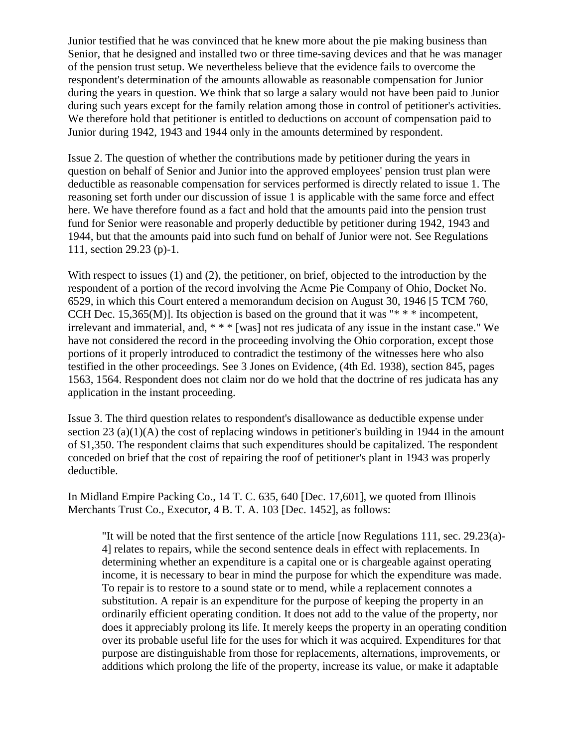Junior testified that he was convinced that he knew more about the pie making business than Senior, that he designed and installed two or three time-saving devices and that he was manager of the pension trust setup. We nevertheless believe that the evidence fails to overcome the respondent's determination of the amounts allowable as reasonable compensation for Junior during the years in question. We think that so large a salary would not have been paid to Junior during such years except for the family relation among those in control of petitioner's activities. We therefore hold that petitioner is entitled to deductions on account of compensation paid to Junior during 1942, 1943 and 1944 only in the amounts determined by respondent.

Issue 2. The question of whether the contributions made by petitioner during the years in question on behalf of Senior and Junior into the approved employees' pension trust plan were deductible as reasonable compensation for services performed is directly related to issue 1. The reasoning set forth under our discussion of issue 1 is applicable with the same force and effect here. We have therefore found as a fact and hold that the amounts paid into the pension trust fund for Senior were reasonable and properly deductible by petitioner during 1942, 1943 and 1944, but that the amounts paid into such fund on behalf of Junior were not. See Regulations 111, section 29.23 (p)-1.

With respect to issues (1) and (2), the petitioner, on brief, objected to the introduction by the respondent of a portion of the record involving the Acme Pie Company of Ohio, Docket No. 6529, in which this Court entered a memorandum decision on August 30, 1946 [5 TCM 760, CCH Dec. 15,365(M)]. Its objection is based on the ground that it was "* * * incompetent, irrelevant and immaterial, and, * * * [was] not res judicata of any issue in the instant case." We have not considered the record in the proceeding involving the Ohio corporation, except those portions of it properly introduced to contradict the testimony of the witnesses here who also testified in the other proceedings. See 3 Jones on Evidence, (4th Ed. 1938), section 845, pages 1563, 1564. Respondent does not claim nor do we hold that the doctrine of res judicata has any application in the instant proceeding.

Issue 3. The third question relates to respondent's disallowance as deductible expense under section 23 (a)(1)(A) the cost of replacing windows in petitioner's building in 1944 in the amount of $1,350. The respondent claims that such expenditures should be capitalized. The respondent conceded on brief that the cost of repairing the roof of petitioner's plant in 1943 was properly deductible.

In Midland Empire Packing Co., 14 T. C. 635, 640 [Dec. 17,601], we quoted from Illinois Merchants Trust Co., Executor, 4 B. T. A. 103 [Dec. 1452], as follows:

> "It will be noted that the first sentence of the article [now Regulations 111, sec. 29.23(a)-4] relates to repairs, while the second sentence deals in effect with replacements. In determining whether an expenditure is a capital one or is chargeable against operating income, it is necessary to bear in mind the purpose for which the expenditure was made. To repair is to restore to a sound state or to mend, while a replacement connotes a substitution. A repair is an expenditure for the purpose of keeping the property in an ordinarily efficient operating condition. It does not add to the value of the property, nor does it appreciably prolong its life. It merely keeps the property in an operating condition over its probable useful life for the uses for which it was acquired. Expenditures for that purpose are distinguishable from those for replacements, alternations, improvements, or additions which prolong the life of the property, increase its value, or make it adaptable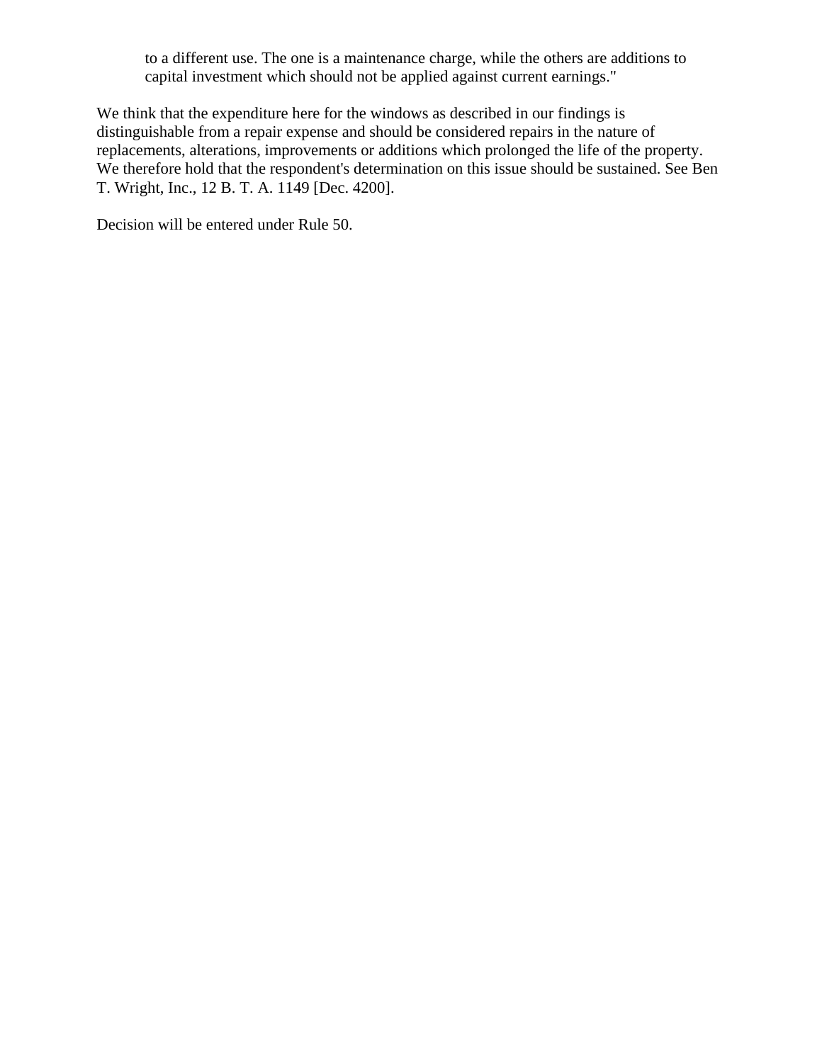> to a different use. The one is a maintenance charge, while the others are additions to capital investment which should not be applied against current earnings."

We think that the expenditure here for the windows as described in our findings is distinguishable from a repair expense and should be considered repairs in the nature of replacements, alterations, improvements or additions which prolonged the life of the property. We therefore hold that the respondent's determination on this issue should be sustained. See Ben T. Wright, Inc., 12 B. T. A. 1149 [Dec. 4200].

Decision will be entered under Rule 50.